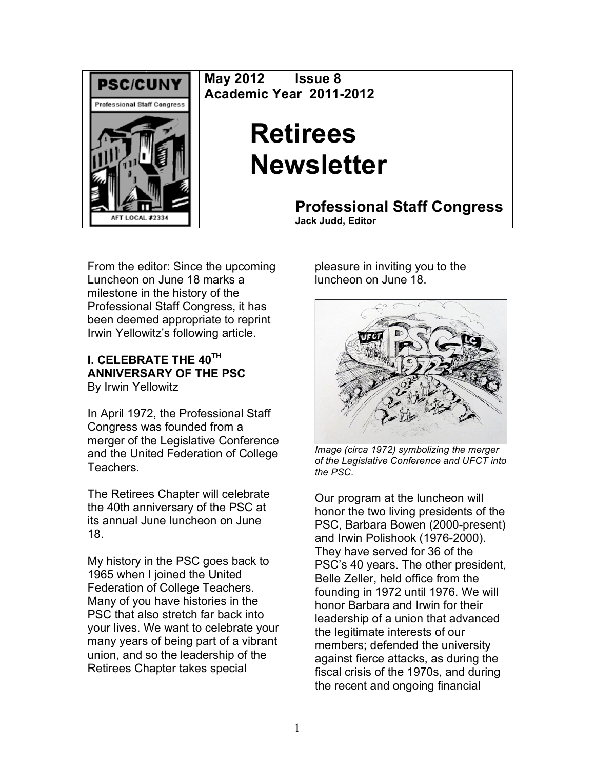**May 2012 Issue 8**
**Academic Year 2011-2012**

# Retirees Newsletter

## Professional Staff Congress

**Jack Judd, Editor**

From the editor: Since the upcoming Luncheon on June 18 marks a milestone in the history of the Professional Staff Congress, it has been deemed appropriate to reprint Irwin Yellowitz's following article.

### I. CELEBRATE THE 40TH ANNIVERSARY OF THE PSC

By Irwin Yellowitz

In April 1972, the Professional Staff Congress was founded from a merger of the Legislative Conference and the United Federation of College Teachers.

The Retirees Chapter will celebrate the 40th anniversary of the PSC at its annual June luncheon on June 18.

My history in the PSC goes back to 1965 when I joined the United Federation of College Teachers. Many of you have histories in the PSC that also stretch far back into your lives. We want to celebrate your many years of being part of a vibrant union, and so the leadership of the Retirees Chapter takes special pleasure in inviting you to the luncheon on June 18.

*Image (circa 1972) symbolizing the merger of the Legislative Conference and UFCT into the PSC.*

Our program at the luncheon will honor the two living presidents of the PSC, Barbara Bowen (2000-present) and Irwin Polishook (1976-2000). They have served for 36 of the PSC's 40 years. The other president, Belle Zeller, held office from the founding in 1972 until 1976. We will honor Barbara and Irwin for their leadership of a union that advanced the legitimate interests of our members; defended the university against fierce attacks, as during the fiscal crisis of the 1970s, and during the recent and ongoing financial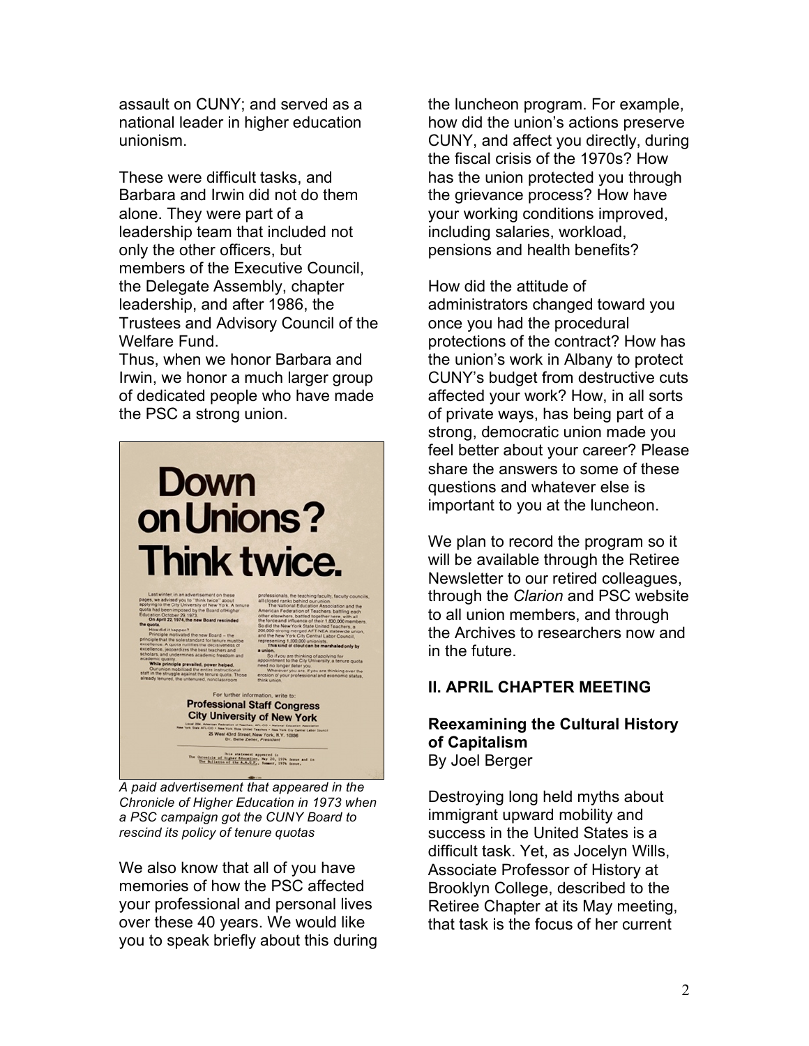assault on CUNY; and served as a national leader in higher education unionism.

These were difficult tasks, and Barbara and Irwin did not do them alone. They were part of a leadership team that included not only the other officers, but members of the Executive Council, the Delegate Assembly, chapter leadership, and after 1986, the Trustees and Advisory Council of the Welfare Fund.
Thus, when we honor Barbara and Irwin, we honor a much larger group of dedicated people who have made the PSC a strong union.

*A paid advertisement that appeared in the Chronicle of Higher Education in 1973 when a PSC campaign got the CUNY Board to rescind its policy of tenure quotas*

We also know that all of you have memories of how the PSC affected your professional and personal lives over these 40 years. We would like you to speak briefly about this during the luncheon program. For example, how did the union's actions preserve CUNY, and affect you directly, during the fiscal crisis of the 1970s? How has the union protected you through the grievance process? How have your working conditions improved, including salaries, workload, pensions and health benefits?

How did the attitude of administrators changed toward you once you had the procedural protections of the contract? How has the union's work in Albany to protect CUNY's budget from destructive cuts affected your work? How, in all sorts of private ways, has being part of a strong, democratic union made you feel better about your career? Please share the answers to some of these questions and whatever else is important to you at the luncheon.

We plan to record the program so it will be available through the Retiree Newsletter to our retired colleagues, through the *Clarion* and PSC website to all union members, and through the Archives to researchers now and in the future.

## II. APRIL CHAPTER MEETING

### Reexamining the Cultural History of Capitalism

By Joel Berger

Destroying long held myths about immigrant upward mobility and success in the United States is a difficult task. Yet, as Jocelyn Wills, Associate Professor of History at Brooklyn College, described to the Retiree Chapter at its May meeting, that task is the focus of her current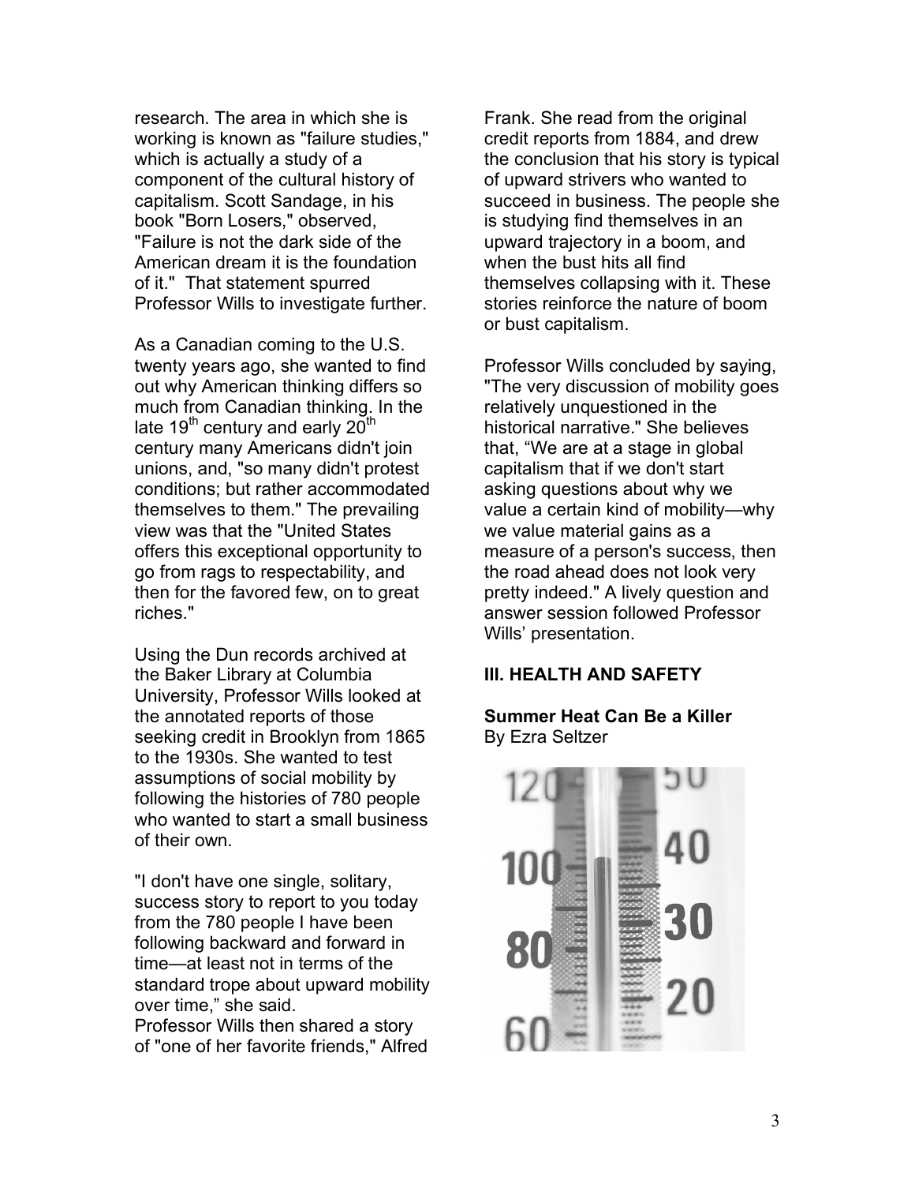research. The area in which she is working is known as "failure studies," which is actually a study of a component of the cultural history of capitalism. Scott Sandage, in his book "Born Losers," observed, "Failure is not the dark side of the American dream it is the foundation of it." That statement spurred Professor Wills to investigate further.

As a Canadian coming to the U.S. twenty years ago, she wanted to find out why American thinking differs so much from Canadian thinking. In the late 19th century and early 20th century many Americans didn't join unions, and, "so many didn't protest conditions; but rather accommodated themselves to them." The prevailing view was that the "United States offers this exceptional opportunity to go from rags to respectability, and then for the favored few, on to great riches."

Using the Dun records archived at the Baker Library at Columbia University, Professor Wills looked at the annotated reports of those seeking credit in Brooklyn from 1865 to the 1930s. She wanted to test assumptions of social mobility by following the histories of 780 people who wanted to start a small business of their own.

"I don't have one single, solitary, success story to report to you today from the 780 people I have been following backward and forward in time—at least not in terms of the standard trope about upward mobility over time," she said.
Professor Wills then shared a story of "one of her favorite friends," Alfred Frank. She read from the original credit reports from 1884, and drew the conclusion that his story is typical of upward strivers who wanted to succeed in business. The people she is studying find themselves in an upward trajectory in a boom, and when the bust hits all find themselves collapsing with it. These stories reinforce the nature of boom or bust capitalism.

Professor Wills concluded by saying, "The very discussion of mobility goes relatively unquestioned in the historical narrative." She believes that, "We are at a stage in global capitalism that if we don't start asking questions about why we value a certain kind of mobility—why we value material gains as a measure of a person's success, then the road ahead does not look very pretty indeed." A lively question and answer session followed Professor Wills' presentation.

## III. HEALTH AND SAFETY

### Summer Heat Can Be a Killer

By Ezra Seltzer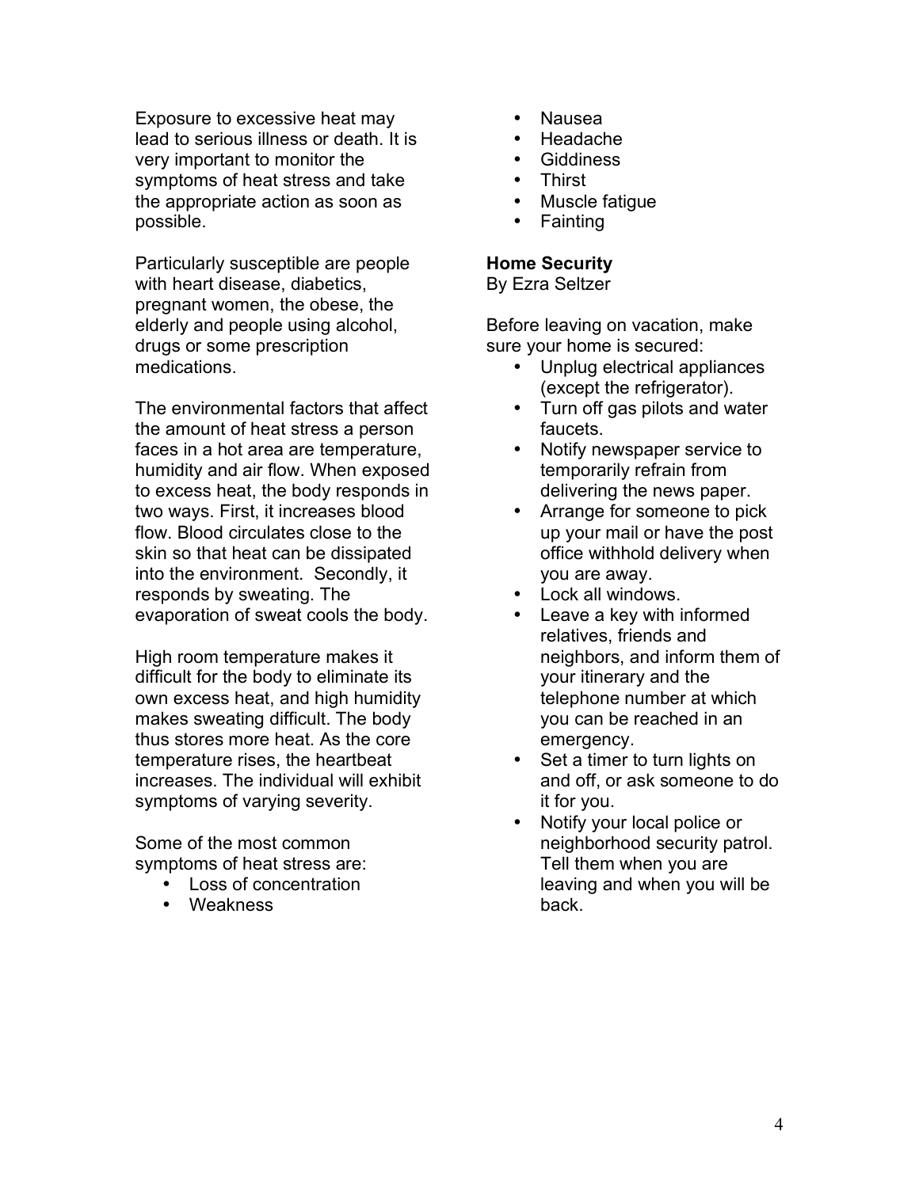Exposure to excessive heat may lead to serious illness or death. It is very important to monitor the symptoms of heat stress and take the appropriate action as soon as possible.

Particularly susceptible are people with heart disease, diabetics, pregnant women, the obese, the elderly and people using alcohol, drugs or some prescription medications.

The environmental factors that affect the amount of heat stress a person faces in a hot area are temperature, humidity and air flow. When exposed to excess heat, the body responds in two ways. First, it increases blood flow. Blood circulates close to the skin so that heat can be dissipated into the environment. Secondly, it responds by sweating. The evaporation of sweat cools the body.

High room temperature makes it difficult for the body to eliminate its own excess heat, and high humidity makes sweating difficult. The body thus stores more heat. As the core temperature rises, the heartbeat increases. The individual will exhibit symptoms of varying severity.

Some of the most common symptoms of heat stress are:

- Loss of concentration
- Weakness
- Nausea
- Headache
- Giddiness
- Thirst
- Muscle fatigue
- Fainting

**Home Security**
By Ezra Seltzer

Before leaving on vacation, make sure your home is secured:

- Unplug electrical appliances (except the refrigerator).
- Turn off gas pilots and water faucets.
- Notify newspaper service to temporarily refrain from delivering the news paper.
- Arrange for someone to pick up your mail or have the post office withhold delivery when you are away.
- Lock all windows.
- Leave a key with informed relatives, friends and neighbors, and inform them of your itinerary and the telephone number at which you can be reached in an emergency.
- Set a timer to turn lights on and off, or ask someone to do it for you.
- Notify your local police or neighborhood security patrol. Tell them when you are leaving and when you will be back.